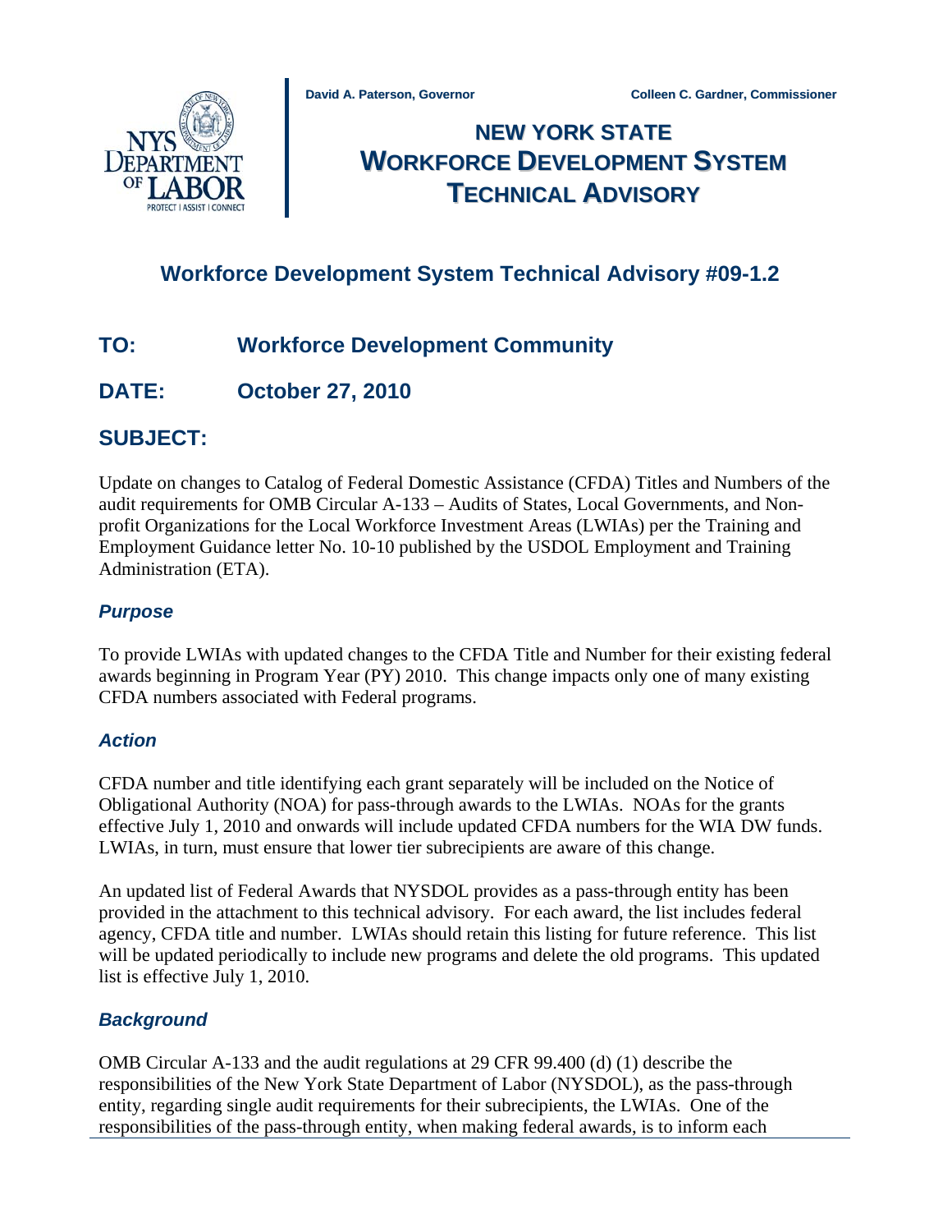David A. Paterson, Governor    Colleen C. Gardner, Commissioner

# NEW YORK STATE WORKFORCE DEVELOPMENT SYSTEM TECHNICAL ADVISORY

## Workforce Development System Technical Advisory #09-1.2

**TO:** Workforce Development Community

**DATE:** October 27, 2010

**SUBJECT:**

Update on changes to Catalog of Federal Domestic Assistance (CFDA) Titles and Numbers of the audit requirements for OMB Circular A-133 – Audits of States, Local Governments, and Non-profit Organizations for the Local Workforce Investment Areas (LWIAs) per the Training and Employment Guidance letter No. 10-10 published by the USDOL Employment and Training Administration (ETA).

### *Purpose*

To provide LWIAs with updated changes to the CFDA Title and Number for their existing federal awards beginning in Program Year (PY) 2010. This change impacts only one of many existing CFDA numbers associated with Federal programs.

### *Action*

CFDA number and title identifying each grant separately will be included on the Notice of Obligational Authority (NOA) for pass-through awards to the LWIAs. NOAs for the grants effective July 1, 2010 and onwards will include updated CFDA numbers for the WIA DW funds. LWIAs, in turn, must ensure that lower tier subrecipients are aware of this change.

An updated list of Federal Awards that NYSDOL provides as a pass-through entity has been provided in the attachment to this technical advisory. For each award, the list includes federal agency, CFDA title and number. LWIAs should retain this listing for future reference. This list will be updated periodically to include new programs and delete the old programs. This updated list is effective July 1, 2010.

### *Background*

OMB Circular A-133 and the audit regulations at 29 CFR 99.400 (d) (1) describe the responsibilities of the New York State Department of Labor (NYSDOL), as the pass-through entity, regarding single audit requirements for their subrecipients, the LWIAs. One of the responsibilities of the pass-through entity, when making federal awards, is to inform each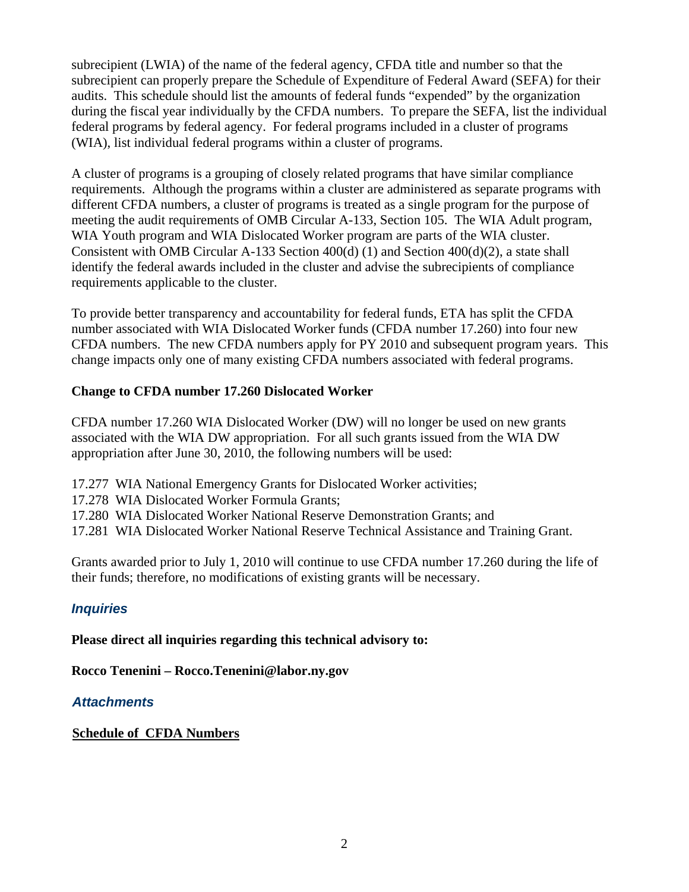subrecipient (LWIA) of the name of the federal agency, CFDA title and number so that the subrecipient can properly prepare the Schedule of Expenditure of Federal Award (SEFA) for their audits. This schedule should list the amounts of federal funds "expended" by the organization during the fiscal year individually by the CFDA numbers. To prepare the SEFA, list the individual federal programs by federal agency. For federal programs included in a cluster of programs (WIA), list individual federal programs within a cluster of programs.

A cluster of programs is a grouping of closely related programs that have similar compliance requirements. Although the programs within a cluster are administered as separate programs with different CFDA numbers, a cluster of programs is treated as a single program for the purpose of meeting the audit requirements of OMB Circular A-133, Section 105. The WIA Adult program, WIA Youth program and WIA Dislocated Worker program are parts of the WIA cluster. Consistent with OMB Circular A-133 Section 400(d) (1) and Section 400(d)(2), a state shall identify the federal awards included in the cluster and advise the subrecipients of compliance requirements applicable to the cluster.

To provide better transparency and accountability for federal funds, ETA has split the CFDA number associated with WIA Dislocated Worker funds (CFDA number 17.260) into four new CFDA numbers. The new CFDA numbers apply for PY 2010 and subsequent program years. This change impacts only one of many existing CFDA numbers associated with federal programs.

**Change to CFDA number 17.260 Dislocated Worker**

CFDA number 17.260 WIA Dislocated Worker (DW) will no longer be used on new grants associated with the WIA DW appropriation. For all such grants issued from the WIA DW appropriation after June 30, 2010, the following numbers will be used:

17.277 WIA National Emergency Grants for Dislocated Worker activities;
17.278 WIA Dislocated Worker Formula Grants;
17.280 WIA Dislocated Worker National Reserve Demonstration Grants; and
17.281 WIA Dislocated Worker National Reserve Technical Assistance and Training Grant.

Grants awarded prior to July 1, 2010 will continue to use CFDA number 17.260 during the life of their funds; therefore, no modifications of existing grants will be necessary.

## *Inquiries*

**Please direct all inquiries regarding this technical advisory to:**

**Rocco Tenenini – Rocco.Tenenini@labor.ny.gov**

## *Attachments*

**Schedule of CFDA Numbers**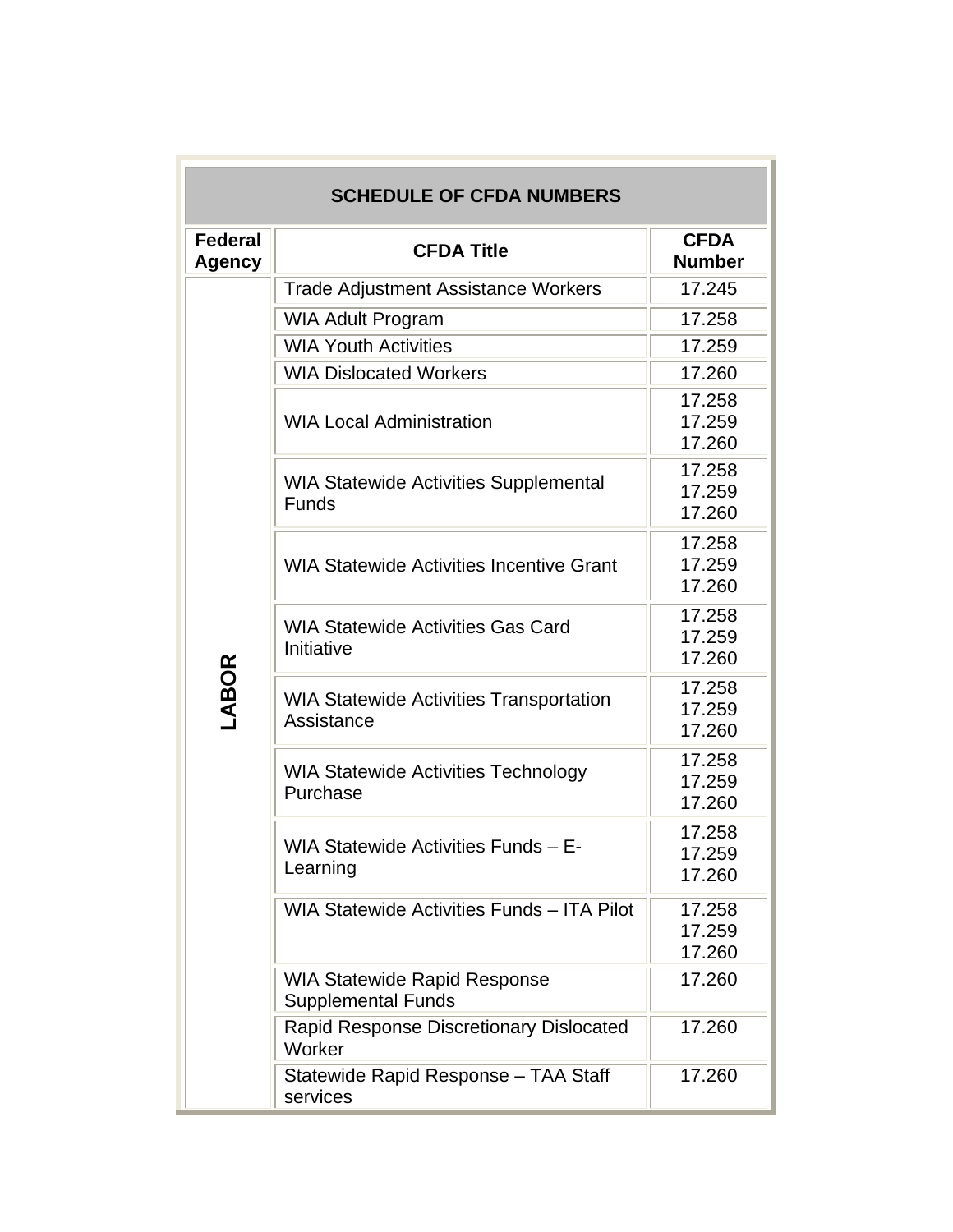| SCHEDULE OF CFDA NUMBERS | | |
|---|---|---|
| **Federal Agency** | **CFDA Title** | **CFDA Number** |
| LABOR | Trade Adjustment Assistance Workers | 17.245 |
| | WIA Adult Program | 17.258 |
| | WIA Youth Activities | 17.259 |
| | WIA Dislocated Workers | 17.260 |
| | WIA Local Administration | 17.258<br>17.259<br>17.260 |
| | WIA Statewide Activities Supplemental Funds | 17.258<br>17.259<br>17.260 |
| | WIA Statewide Activities Incentive Grant | 17.258<br>17.259<br>17.260 |
| | WIA Statewide Activities Gas Card Initiative | 17.258<br>17.259<br>17.260 |
| | WIA Statewide Activities Transportation Assistance | 17.258<br>17.259<br>17.260 |
| | WIA Statewide Activities Technology Purchase | 17.258<br>17.259<br>17.260 |
| | WIA Statewide Activities Funds – E-Learning | 17.258<br>17.259<br>17.260 |
| | WIA Statewide Activities Funds – ITA Pilot | 17.258<br>17.259<br>17.260 |
| | WIA Statewide Rapid Response Supplemental Funds | 17.260 |
| | Rapid Response Discretionary Dislocated Worker | 17.260 |
| | Statewide Rapid Response – TAA Staff services | 17.260 |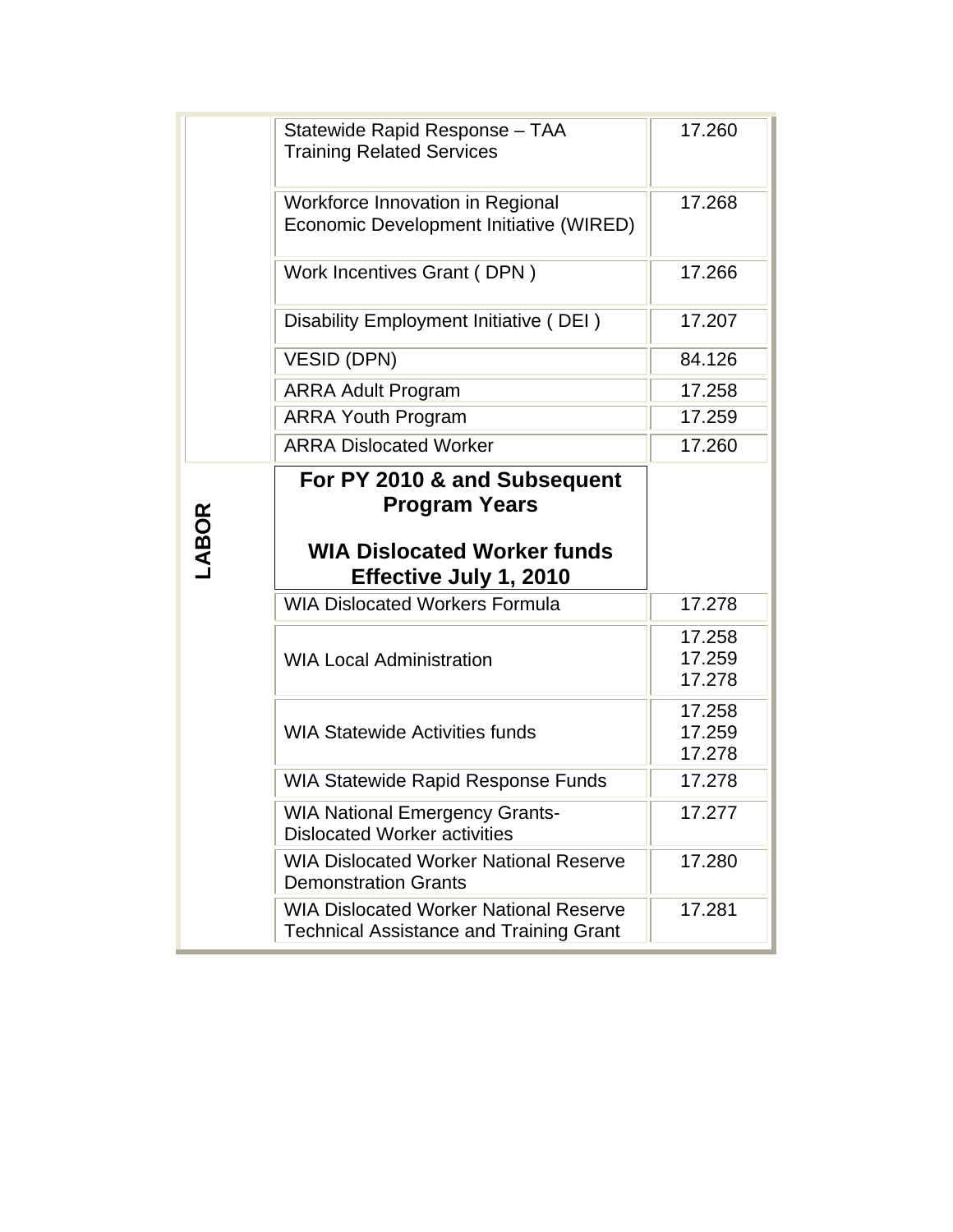| | | |
|---|---|---|
| | Statewide Rapid Response – TAA Training Related Services | 17.260 |
| | Workforce Innovation in Regional Economic Development Initiative (WIRED) | 17.268 |
| | Work Incentives Grant ( DPN ) | 17.266 |
| | Disability Employment Initiative ( DEI ) | 17.207 |
| | VESID (DPN) | 84.126 |
| | ARRA Adult Program | 17.258 |
| | ARRA Youth Program | 17.259 |
| | ARRA Dislocated Worker | 17.260 |
| **LABOR** | **For PY 2010 & and Subsequent Program Years**<br><br>**WIA Dislocated Worker funds Effective July 1, 2010** | |
| | WIA Dislocated Workers Formula | 17.278 |
| | WIA Local Administration | 17.258<br>17.259<br>17.278 |
| | WIA Statewide Activities funds | 17.258<br>17.259<br>17.278 |
| | WIA Statewide Rapid Response Funds | 17.278 |
| | WIA National Emergency Grants- Dislocated Worker activities | 17.277 |
| | WIA Dislocated Worker National Reserve Demonstration Grants | 17.280 |
| | WIA Dislocated Worker National Reserve Technical Assistance and Training Grant | 17.281 |